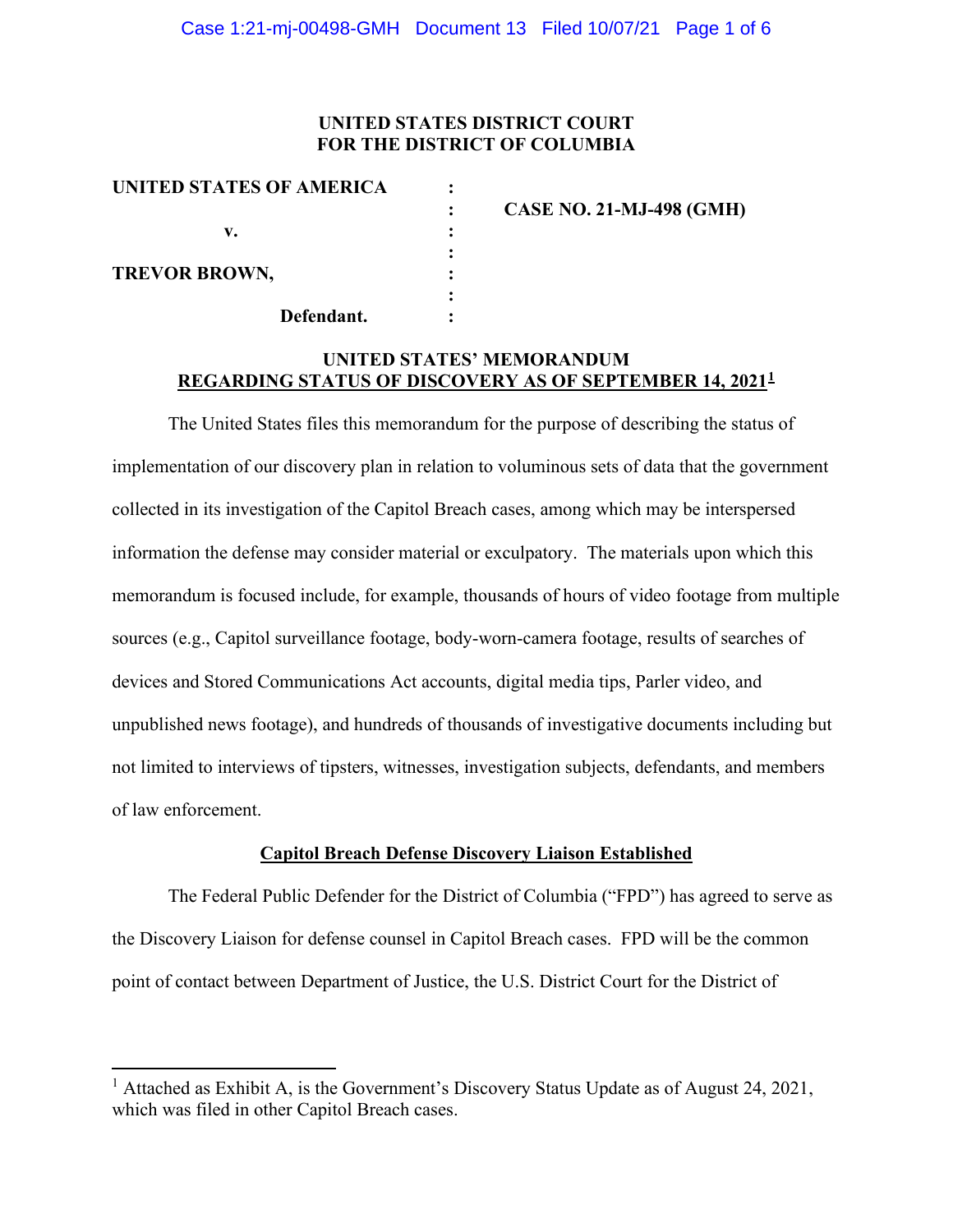**UNITED STATES DISTRICT COURT**
**FOR THE DISTRICT OF COLUMBIA**

| | | |
|---|---|---|
| **UNITED STATES OF AMERICA** | : | |
| | : | **CASE NO. 21-MJ-498 (GMH)** |
| **v.** | : | |
| | : | |
| **TREVOR BROWN,** | : | |
| | : | |
| **Defendant.** | : | |

**UNITED STATES' MEMORANDUM**
**REGARDING STATUS OF DISCOVERY AS OF SEPTEMBER 14, 2021[1]**

The United States files this memorandum for the purpose of describing the status of implementation of our discovery plan in relation to voluminous sets of data that the government collected in its investigation of the Capitol Breach cases, among which may be interspersed information the defense may consider material or exculpatory. The materials upon which this memorandum is focused include, for example, thousands of hours of video footage from multiple sources (e.g., Capitol surveillance footage, body-worn-camera footage, results of searches of devices and Stored Communications Act accounts, digital media tips, Parler video, and unpublished news footage), and hundreds of thousands of investigative documents including but not limited to interviews of tipsters, witnesses, investigation subjects, defendants, and members of law enforcement.

**Capitol Breach Defense Discovery Liaison Established**

The Federal Public Defender for the District of Columbia ("FPD") has agreed to serve as the Discovery Liaison for defense counsel in Capitol Breach cases. FPD will be the common point of contact between Department of Justice, the U.S. District Court for the District of

[1] Attached as Exhibit A, is the Government's Discovery Status Update as of August 24, 2021, which was filed in other Capitol Breach cases.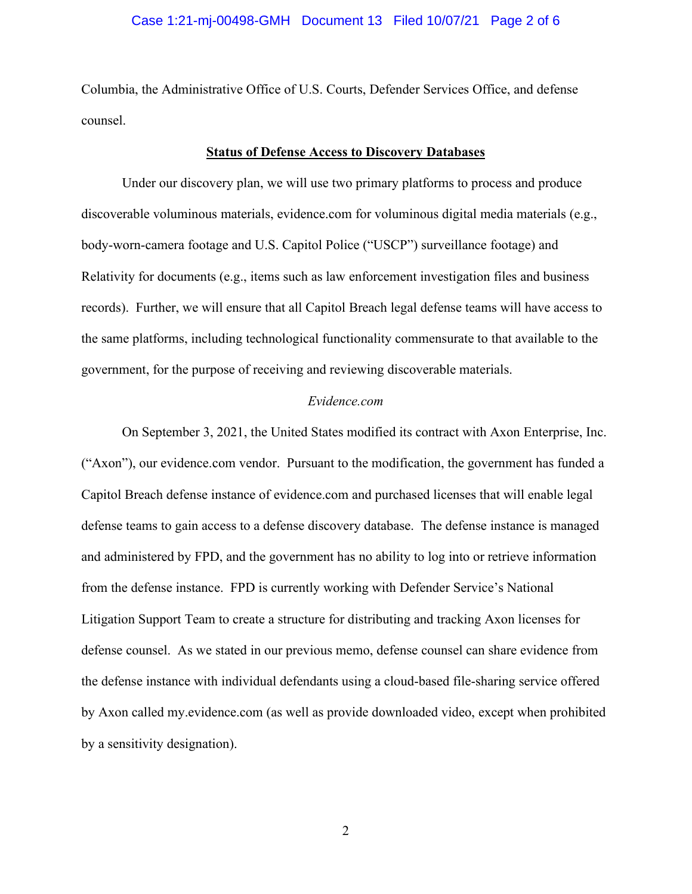Columbia, the Administrative Office of U.S. Courts, Defender Services Office, and defense counsel.

**<u>Status of Defense Access to Discovery Databases</u>**

Under our discovery plan, we will use two primary platforms to process and produce discoverable voluminous materials, evidence.com for voluminous digital media materials (e.g., body-worn-camera footage and U.S. Capitol Police ("USCP") surveillance footage) and Relativity for documents (e.g., items such as law enforcement investigation files and business records). Further, we will ensure that all Capitol Breach legal defense teams will have access to the same platforms, including technological functionality commensurate to that available to the government, for the purpose of receiving and reviewing discoverable materials.

*Evidence.com*

On September 3, 2021, the United States modified its contract with Axon Enterprise, Inc. ("Axon"), our evidence.com vendor. Pursuant to the modification, the government has funded a Capitol Breach defense instance of evidence.com and purchased licenses that will enable legal defense teams to gain access to a defense discovery database. The defense instance is managed and administered by FPD, and the government has no ability to log into or retrieve information from the defense instance. FPD is currently working with Defender Service's National Litigation Support Team to create a structure for distributing and tracking Axon licenses for defense counsel. As we stated in our previous memo, defense counsel can share evidence from the defense instance with individual defendants using a cloud-based file-sharing service offered by Axon called my.evidence.com (as well as provide downloaded video, except when prohibited by a sensitivity designation).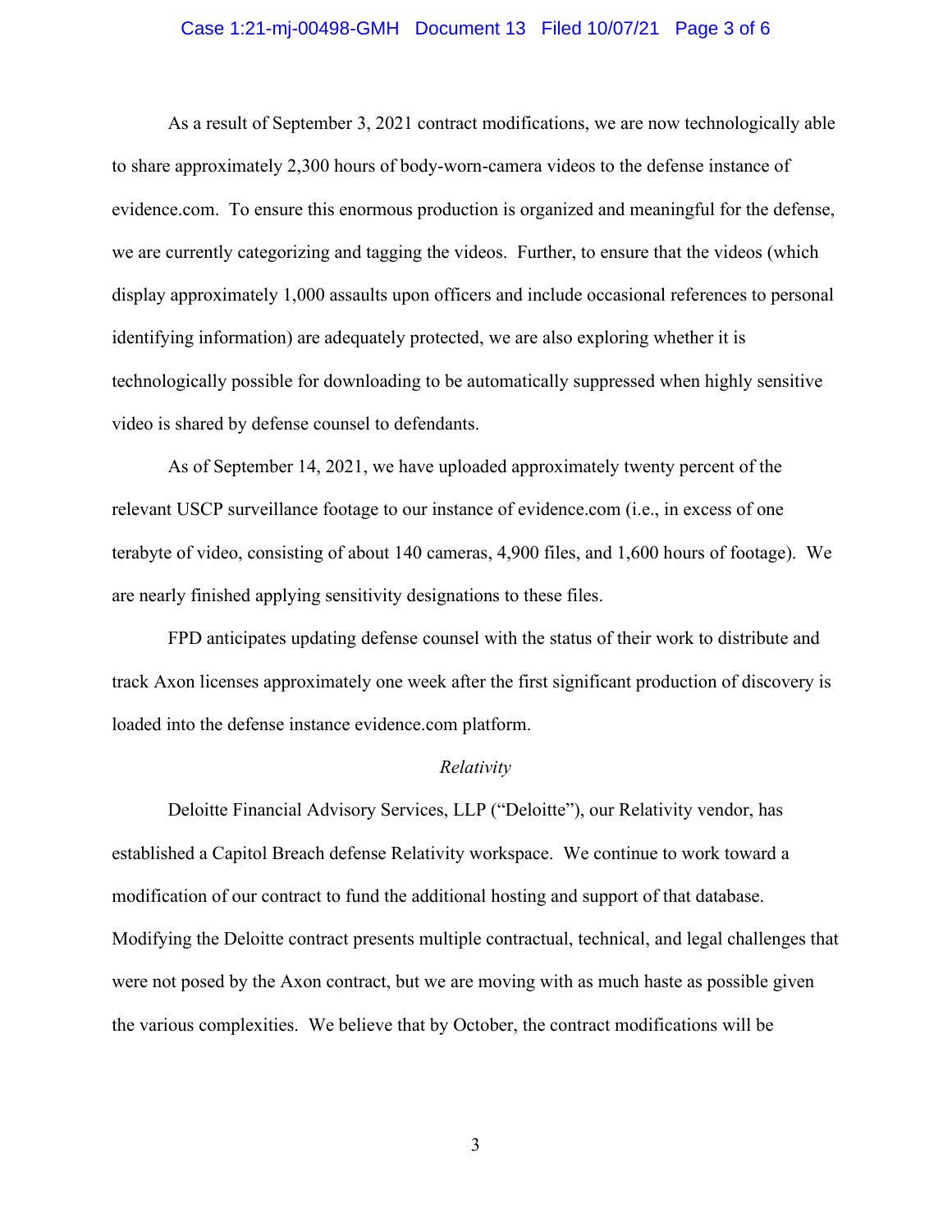As a result of September 3, 2021 contract modifications, we are now technologically able to share approximately 2,300 hours of body-worn-camera videos to the defense instance of evidence.com. To ensure this enormous production is organized and meaningful for the defense, we are currently categorizing and tagging the videos. Further, to ensure that the videos (which display approximately 1,000 assaults upon officers and include occasional references to personal identifying information) are adequately protected, we are also exploring whether it is technologically possible for downloading to be automatically suppressed when highly sensitive video is shared by defense counsel to defendants.

As of September 14, 2021, we have uploaded approximately twenty percent of the relevant USCP surveillance footage to our instance of evidence.com (i.e., in excess of one terabyte of video, consisting of about 140 cameras, 4,900 files, and 1,600 hours of footage). We are nearly finished applying sensitivity designations to these files.

FPD anticipates updating defense counsel with the status of their work to distribute and track Axon licenses approximately one week after the first significant production of discovery is loaded into the defense instance evidence.com platform.

*Relativity*

Deloitte Financial Advisory Services, LLP ("Deloitte"), our Relativity vendor, has established a Capitol Breach defense Relativity workspace. We continue to work toward a modification of our contract to fund the additional hosting and support of that database. Modifying the Deloitte contract presents multiple contractual, technical, and legal challenges that were not posed by the Axon contract, but we are moving with as much haste as possible given the various complexities. We believe that by October, the contract modifications will be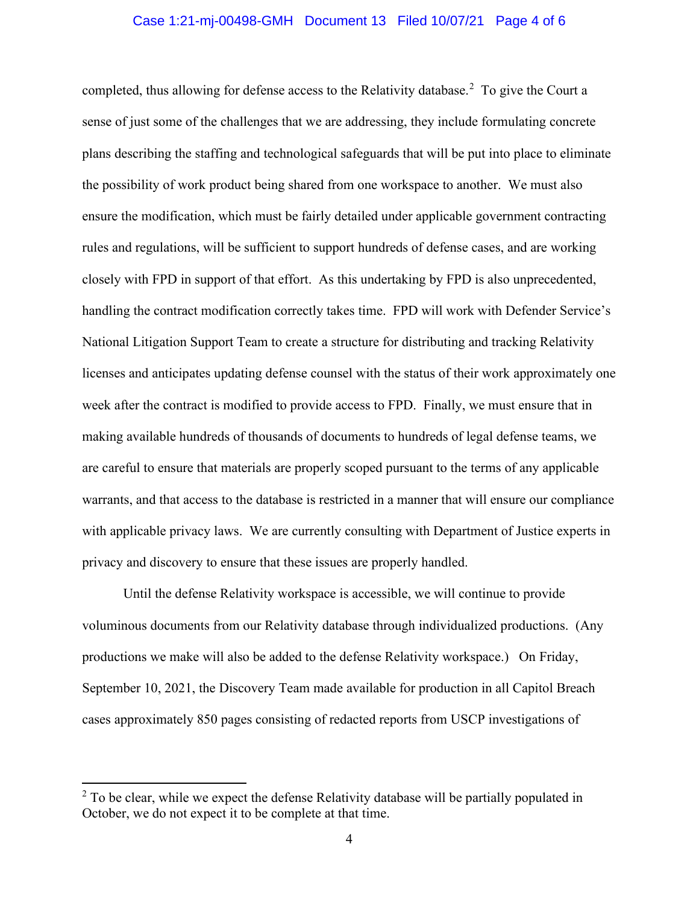completed, thus allowing for defense access to the Relativity database.[2] To give the Court a sense of just some of the challenges that we are addressing, they include formulating concrete plans describing the staffing and technological safeguards that will be put into place to eliminate the possibility of work product being shared from one workspace to another. We must also ensure the modification, which must be fairly detailed under applicable government contracting rules and regulations, will be sufficient to support hundreds of defense cases, and are working closely with FPD in support of that effort. As this undertaking by FPD is also unprecedented, handling the contract modification correctly takes time. FPD will work with Defender Service's National Litigation Support Team to create a structure for distributing and tracking Relativity licenses and anticipates updating defense counsel with the status of their work approximately one week after the contract is modified to provide access to FPD. Finally, we must ensure that in making available hundreds of thousands of documents to hundreds of legal defense teams, we are careful to ensure that materials are properly scoped pursuant to the terms of any applicable warrants, and that access to the database is restricted in a manner that will ensure our compliance with applicable privacy laws. We are currently consulting with Department of Justice experts in privacy and discovery to ensure that these issues are properly handled.

Until the defense Relativity workspace is accessible, we will continue to provide voluminous documents from our Relativity database through individualized productions. (Any productions we make will also be added to the defense Relativity workspace.) On Friday, September 10, 2021, the Discovery Team made available for production in all Capitol Breach cases approximately 850 pages consisting of redacted reports from USCP investigations of

---

[2] To be clear, while we expect the defense Relativity database will be partially populated in October, we do not expect it to be complete at that time.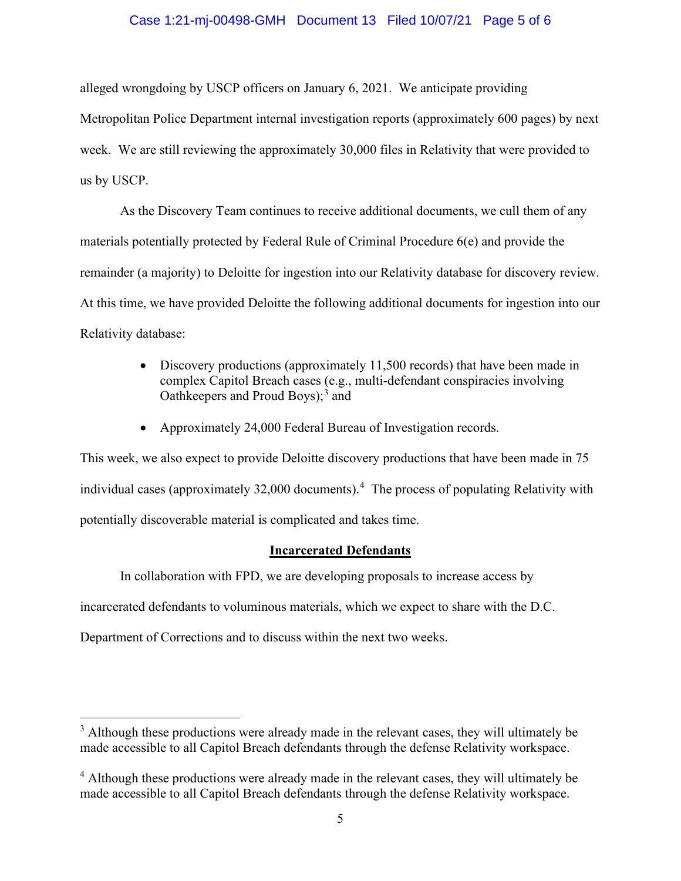alleged wrongdoing by USCP officers on January 6, 2021. We anticipate providing Metropolitan Police Department internal investigation reports (approximately 600 pages) by next week. We are still reviewing the approximately 30,000 files in Relativity that were provided to us by USCP.

As the Discovery Team continues to receive additional documents, we cull them of any materials potentially protected by Federal Rule of Criminal Procedure 6(e) and provide the remainder (a majority) to Deloitte for ingestion into our Relativity database for discovery review. At this time, we have provided Deloitte the following additional documents for ingestion into our Relativity database:

- Discovery productions (approximately 11,500 records) that have been made in complex Capitol Breach cases (e.g., multi-defendant conspiracies involving Oathkeepers and Proud Boys);[3] and
- Approximately 24,000 Federal Bureau of Investigation records.

This week, we also expect to provide Deloitte discovery productions that have been made in 75 individual cases (approximately 32,000 documents).[4] The process of populating Relativity with potentially discoverable material is complicated and takes time.

## Incarcerated Defendants

In collaboration with FPD, we are developing proposals to increase access by incarcerated defendants to voluminous materials, which we expect to share with the D.C. Department of Corrections and to discuss within the next two weeks.

---

[3] Although these productions were already made in the relevant cases, they will ultimately be made accessible to all Capitol Breach defendants through the defense Relativity workspace.

[4] Although these productions were already made in the relevant cases, they will ultimately be made accessible to all Capitol Breach defendants through the defense Relativity workspace.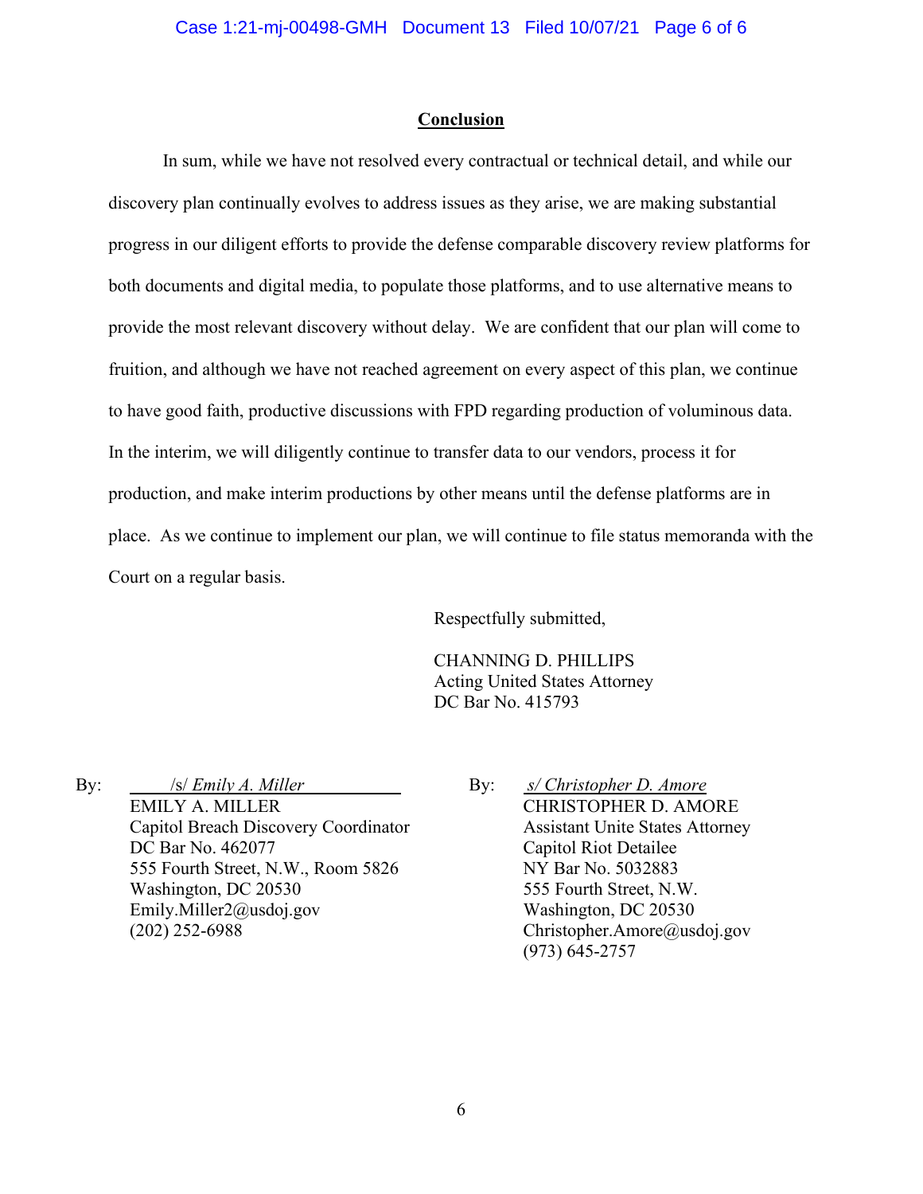## Conclusion

In sum, while we have not resolved every contractual or technical detail, and while our discovery plan continually evolves to address issues as they arise, we are making substantial progress in our diligent efforts to provide the defense comparable discovery review platforms for both documents and digital media, to populate those platforms, and to use alternative means to provide the most relevant discovery without delay. We are confident that our plan will come to fruition, and although we have not reached agreement on every aspect of this plan, we continue to have good faith, productive discussions with FPD regarding production of voluminous data. In the interim, we will diligently continue to transfer data to our vendors, process it for production, and make interim productions by other means until the defense platforms are in place. As we continue to implement our plan, we will continue to file status memoranda with the Court on a regular basis.

Respectfully submitted,

CHANNING D. PHILLIPS
Acting United States Attorney
DC Bar No. 415793

By: /s/ *Emily A. Miller*
EMILY A. MILLER
Capitol Breach Discovery Coordinator
DC Bar No. 462077
555 Fourth Street, N.W., Room 5826
Washington, DC 20530
Emily.Miller2@usdoj.gov
(202) 252-6988

By: *s/ Christopher D. Amore*
CHRISTOPHER D. AMORE
Assistant Unite States Attorney
Capitol Riot Detailee
NY Bar No. 5032883
555 Fourth Street, N.W.
Washington, DC 20530
Christopher.Amore@usdoj.gov
(973) 645-2757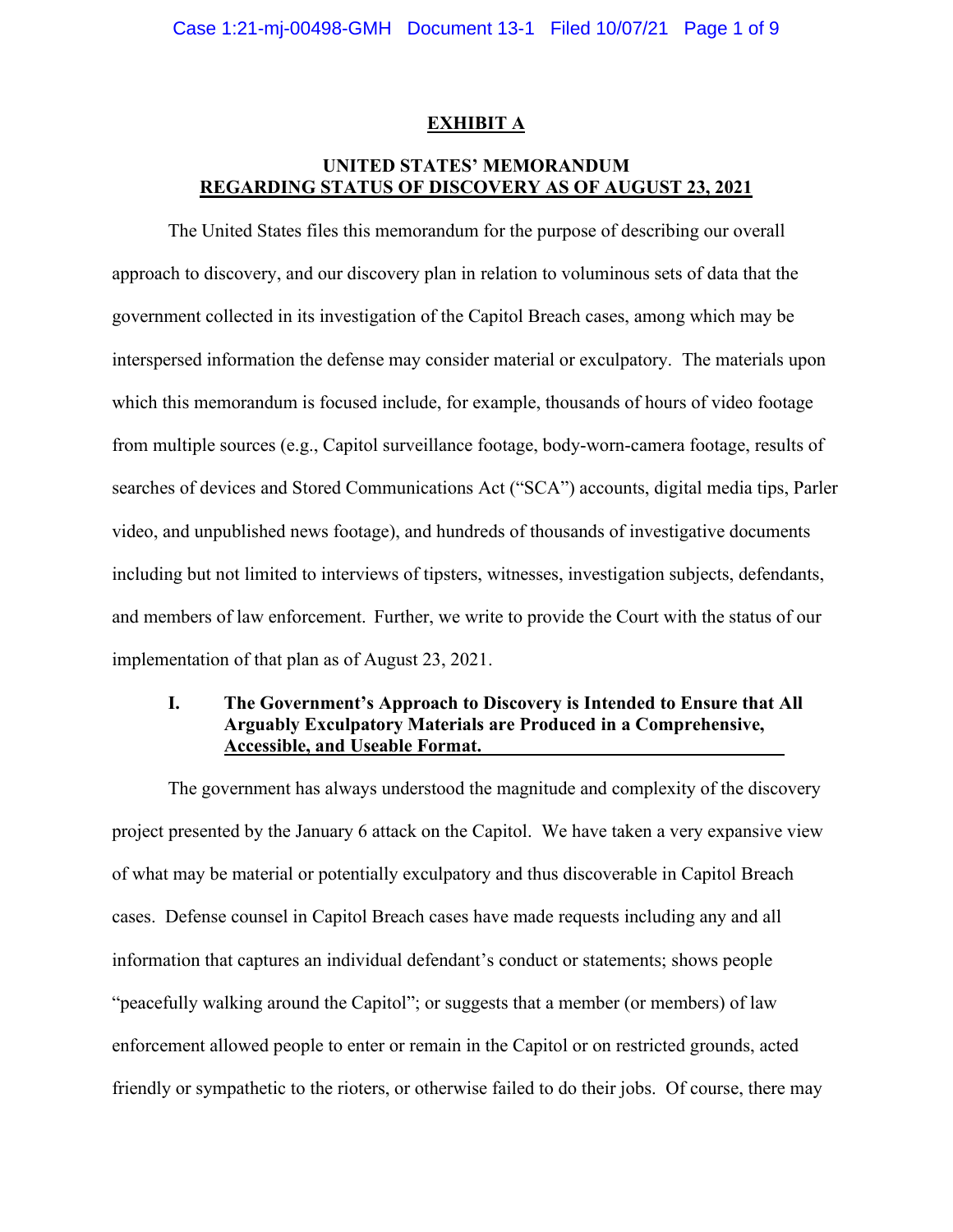## EXHIBIT A

## UNITED STATES' MEMORANDUM
## REGARDING STATUS OF DISCOVERY AS OF AUGUST 23, 2021

The United States files this memorandum for the purpose of describing our overall approach to discovery, and our discovery plan in relation to voluminous sets of data that the government collected in its investigation of the Capitol Breach cases, among which may be interspersed information the defense may consider material or exculpatory. The materials upon which this memorandum is focused include, for example, thousands of hours of video footage from multiple sources (e.g., Capitol surveillance footage, body-worn-camera footage, results of searches of devices and Stored Communications Act ("SCA") accounts, digital media tips, Parler video, and unpublished news footage), and hundreds of thousands of investigative documents including but not limited to interviews of tipsters, witnesses, investigation subjects, defendants, and members of law enforcement. Further, we write to provide the Court with the status of our implementation of that plan as of August 23, 2021.

### I. The Government's Approach to Discovery is Intended to Ensure that All Arguably Exculpatory Materials are Produced in a Comprehensive, Accessible, and Useable Format.

The government has always understood the magnitude and complexity of the discovery project presented by the January 6 attack on the Capitol. We have taken a very expansive view of what may be material or potentially exculpatory and thus discoverable in Capitol Breach cases. Defense counsel in Capitol Breach cases have made requests including any and all information that captures an individual defendant's conduct or statements; shows people "peacefully walking around the Capitol"; or suggests that a member (or members) of law enforcement allowed people to enter or remain in the Capitol or on restricted grounds, acted friendly or sympathetic to the rioters, or otherwise failed to do their jobs. Of course, there may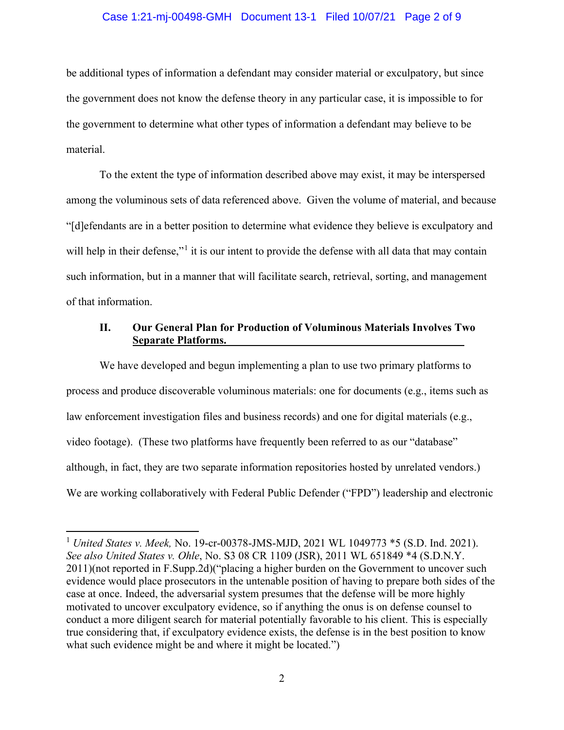be additional types of information a defendant may consider material or exculpatory, but since the government does not know the defense theory in any particular case, it is impossible to for the government to determine what other types of information a defendant may believe to be material.

To the extent the type of information described above may exist, it may be interspersed among the voluminous sets of data referenced above. Given the volume of material, and because "[d]efendants are in a better position to determine what evidence they believe is exculpatory and will help in their defense,"[1] it is our intent to provide the defense with all data that may contain such information, but in a manner that will facilitate search, retrieval, sorting, and management of that information.

## II. Our General Plan for Production of Voluminous Materials Involves Two Separate Platforms.

We have developed and begun implementing a plan to use two primary platforms to process and produce discoverable voluminous materials: one for documents (e.g., items such as law enforcement investigation files and business records) and one for digital materials (e.g., video footage). (These two platforms have frequently been referred to as our "database" although, in fact, they are two separate information repositories hosted by unrelated vendors.) We are working collaboratively with Federal Public Defender ("FPD") leadership and electronic

---

[1] *United States v. Meek,* No. 19-cr-00378-JMS-MJD, 2021 WL 1049773 *5 (S.D. Ind. 2021). *See also United States v. Ohle*, No. S3 08 CR 1109 (JSR), 2011 WL 651849 *4 (S.D.N.Y. 2011)(not reported in F.Supp.2d)("placing a higher burden on the Government to uncover such evidence would place prosecutors in the untenable position of having to prepare both sides of the case at once. Indeed, the adversarial system presumes that the defense will be more highly motivated to uncover exculpatory evidence, so if anything the onus is on defense counsel to conduct a more diligent search for material potentially favorable to his client. This is especially true considering that, if exculpatory evidence exists, the defense is in the best position to know what such evidence might be and where it might be located.")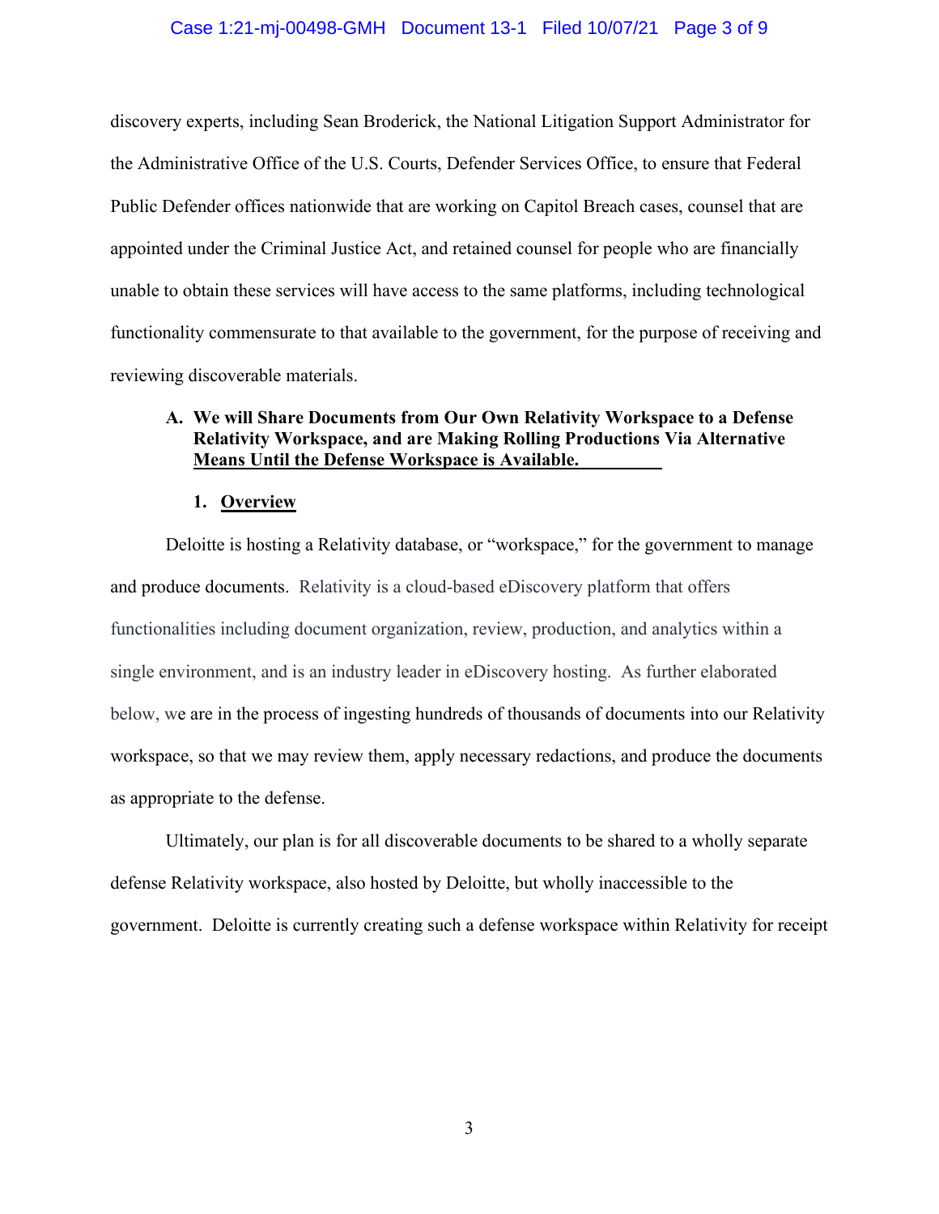discovery experts, including Sean Broderick, the National Litigation Support Administrator for the Administrative Office of the U.S. Courts, Defender Services Office, to ensure that Federal Public Defender offices nationwide that are working on Capitol Breach cases, counsel that are appointed under the Criminal Justice Act, and retained counsel for people who are financially unable to obtain these services will have access to the same platforms, including technological functionality commensurate to that available to the government, for the purpose of receiving and reviewing discoverable materials.

### A. We will Share Documents from Our Own Relativity Workspace to a Defense Relativity Workspace, and are Making Rolling Productions Via Alternative Means Until the Defense Workspace is Available.

#### 1. Overview

Deloitte is hosting a Relativity database, or "workspace," for the government to manage and produce documents. Relativity is a cloud-based eDiscovery platform that offers functionalities including document organization, review, production, and analytics within a single environment, and is an industry leader in eDiscovery hosting. As further elaborated below, we are in the process of ingesting hundreds of thousands of documents into our Relativity workspace, so that we may review them, apply necessary redactions, and produce the documents as appropriate to the defense.

Ultimately, our plan is for all discoverable documents to be shared to a wholly separate defense Relativity workspace, also hosted by Deloitte, but wholly inaccessible to the government. Deloitte is currently creating such a defense workspace within Relativity for receipt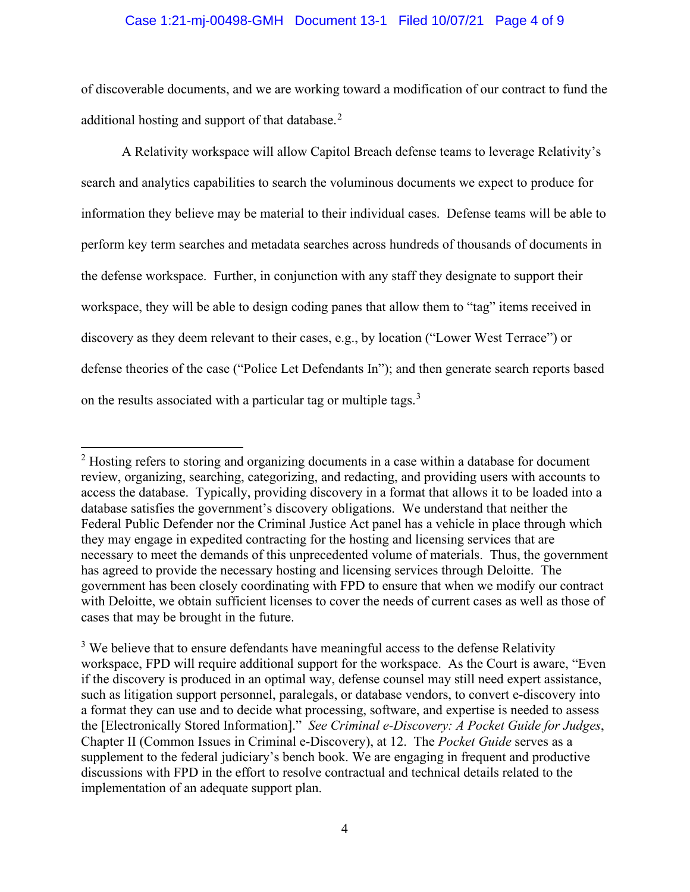of discoverable documents, and we are working toward a modification of our contract to fund the additional hosting and support of that database.[2]

A Relativity workspace will allow Capitol Breach defense teams to leverage Relativity's search and analytics capabilities to search the voluminous documents we expect to produce for information they believe may be material to their individual cases. Defense teams will be able to perform key term searches and metadata searches across hundreds of thousands of documents in the defense workspace. Further, in conjunction with any staff they designate to support their workspace, they will be able to design coding panes that allow them to "tag" items received in discovery as they deem relevant to their cases, e.g., by location ("Lower West Terrace") or defense theories of the case ("Police Let Defendants In"); and then generate search reports based on the results associated with a particular tag or multiple tags.[3]

---

[2] Hosting refers to storing and organizing documents in a case within a database for document review, organizing, searching, categorizing, and redacting, and providing users with accounts to access the database. Typically, providing discovery in a format that allows it to be loaded into a database satisfies the government's discovery obligations. We understand that neither the Federal Public Defender nor the Criminal Justice Act panel has a vehicle in place through which they may engage in expedited contracting for the hosting and licensing services that are necessary to meet the demands of this unprecedented volume of materials. Thus, the government has agreed to provide the necessary hosting and licensing services through Deloitte. The government has been closely coordinating with FPD to ensure that when we modify our contract with Deloitte, we obtain sufficient licenses to cover the needs of current cases as well as those of cases that may be brought in the future.

[3] We believe that to ensure defendants have meaningful access to the defense Relativity workspace, FPD will require additional support for the workspace. As the Court is aware, "Even if the discovery is produced in an optimal way, defense counsel may still need expert assistance, such as litigation support personnel, paralegals, or database vendors, to convert e-discovery into a format they can use and to decide what processing, software, and expertise is needed to assess the [Electronically Stored Information]." *See Criminal e-Discovery: A Pocket Guide for Judges*, Chapter II (Common Issues in Criminal e-Discovery), at 12. The *Pocket Guide* serves as a supplement to the federal judiciary's bench book. We are engaging in frequent and productive discussions with FPD in the effort to resolve contractual and technical details related to the implementation of an adequate support plan.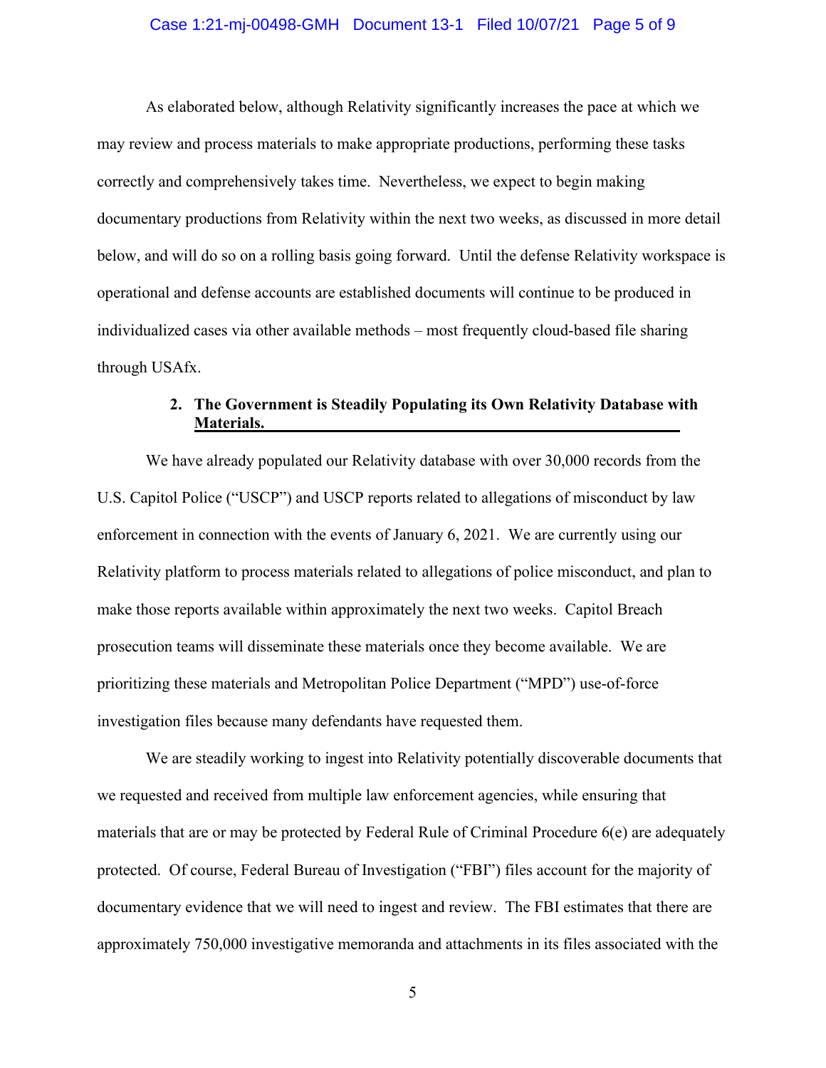As elaborated below, although Relativity significantly increases the pace at which we may review and process materials to make appropriate productions, performing these tasks correctly and comprehensively takes time. Nevertheless, we expect to begin making documentary productions from Relativity within the next two weeks, as discussed in more detail below, and will do so on a rolling basis going forward. Until the defense Relativity workspace is operational and defense accounts are established documents will continue to be produced in individualized cases via other available methods – most frequently cloud-based file sharing through USAfx.

### 2. The Government is Steadily Populating its Own Relativity Database with Materials.

We have already populated our Relativity database with over 30,000 records from the U.S. Capitol Police ("USCP") and USCP reports related to allegations of misconduct by law enforcement in connection with the events of January 6, 2021. We are currently using our Relativity platform to process materials related to allegations of police misconduct, and plan to make those reports available within approximately the next two weeks. Capitol Breach prosecution teams will disseminate these materials once they become available. We are prioritizing these materials and Metropolitan Police Department ("MPD") use-of-force investigation files because many defendants have requested them.

We are steadily working to ingest into Relativity potentially discoverable documents that we requested and received from multiple law enforcement agencies, while ensuring that materials that are or may be protected by Federal Rule of Criminal Procedure 6(e) are adequately protected. Of course, Federal Bureau of Investigation ("FBI") files account for the majority of documentary evidence that we will need to ingest and review. The FBI estimates that there are approximately 750,000 investigative memoranda and attachments in its files associated with the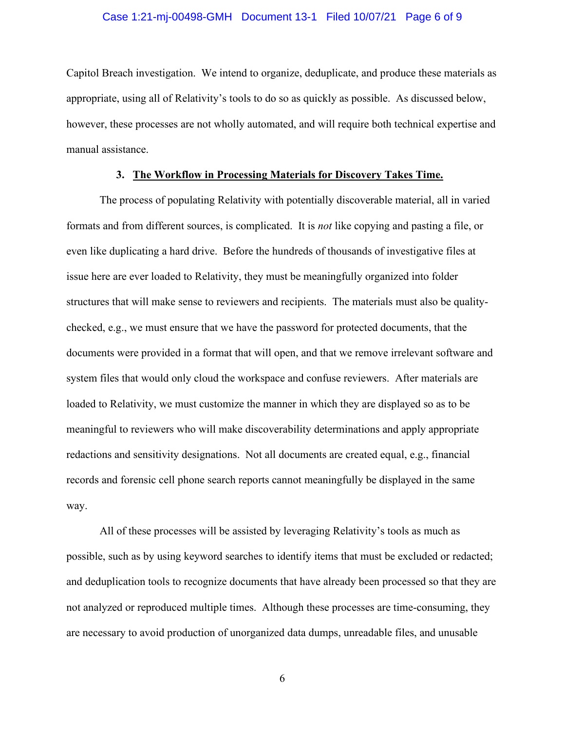Capitol Breach investigation. We intend to organize, deduplicate, and produce these materials as appropriate, using all of Relativity's tools to do so as quickly as possible. As discussed below, however, these processes are not wholly automated, and will require both technical expertise and manual assistance.

### 3. <u>The Workflow in Processing Materials for Discovery Takes Time.</u>

The process of populating Relativity with potentially discoverable material, all in varied formats and from different sources, is complicated. It is *not* like copying and pasting a file, or even like duplicating a hard drive. Before the hundreds of thousands of investigative files at issue here are ever loaded to Relativity, they must be meaningfully organized into folder structures that will make sense to reviewers and recipients. The materials must also be quality-checked, e.g., we must ensure that we have the password for protected documents, that the documents were provided in a format that will open, and that we remove irrelevant software and system files that would only cloud the workspace and confuse reviewers. After materials are loaded to Relativity, we must customize the manner in which they are displayed so as to be meaningful to reviewers who will make discoverability determinations and apply appropriate redactions and sensitivity designations. Not all documents are created equal, e.g., financial records and forensic cell phone search reports cannot meaningfully be displayed in the same way.

All of these processes will be assisted by leveraging Relativity's tools as much as possible, such as by using keyword searches to identify items that must be excluded or redacted; and deduplication tools to recognize documents that have already been processed so that they are not analyzed or reproduced multiple times. Although these processes are time-consuming, they are necessary to avoid production of unorganized data dumps, unreadable files, and unusable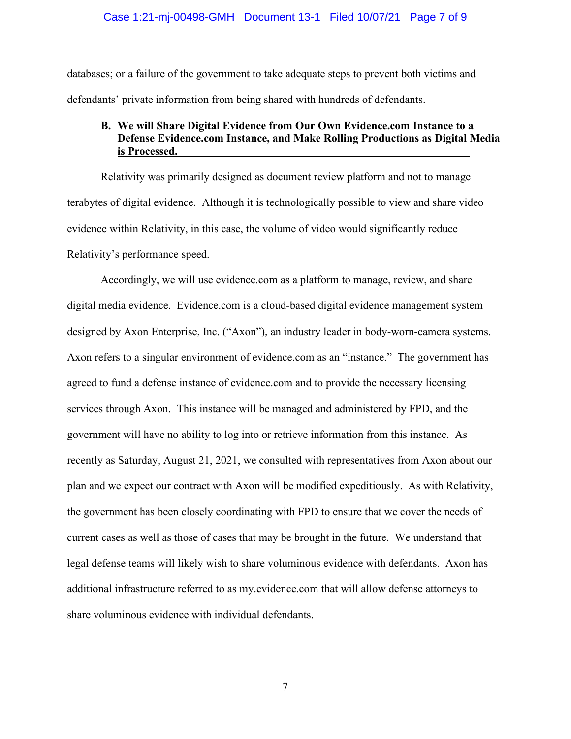databases; or a failure of the government to take adequate steps to prevent both victims and defendants' private information from being shared with hundreds of defendants.

### B. We will Share Digital Evidence from Our Own Evidence.com Instance to a Defense Evidence.com Instance, and Make Rolling Productions as Digital Media is Processed.

Relativity was primarily designed as document review platform and not to manage terabytes of digital evidence. Although it is technologically possible to view and share video evidence within Relativity, in this case, the volume of video would significantly reduce Relativity's performance speed.

Accordingly, we will use evidence.com as a platform to manage, review, and share digital media evidence. Evidence.com is a cloud-based digital evidence management system designed by Axon Enterprise, Inc. ("Axon"), an industry leader in body-worn-camera systems. Axon refers to a singular environment of evidence.com as an "instance." The government has agreed to fund a defense instance of evidence.com and to provide the necessary licensing services through Axon. This instance will be managed and administered by FPD, and the government will have no ability to log into or retrieve information from this instance. As recently as Saturday, August 21, 2021, we consulted with representatives from Axon about our plan and we expect our contract with Axon will be modified expeditiously. As with Relativity, the government has been closely coordinating with FPD to ensure that we cover the needs of current cases as well as those of cases that may be brought in the future. We understand that legal defense teams will likely wish to share voluminous evidence with defendants. Axon has additional infrastructure referred to as my.evidence.com that will allow defense attorneys to share voluminous evidence with individual defendants.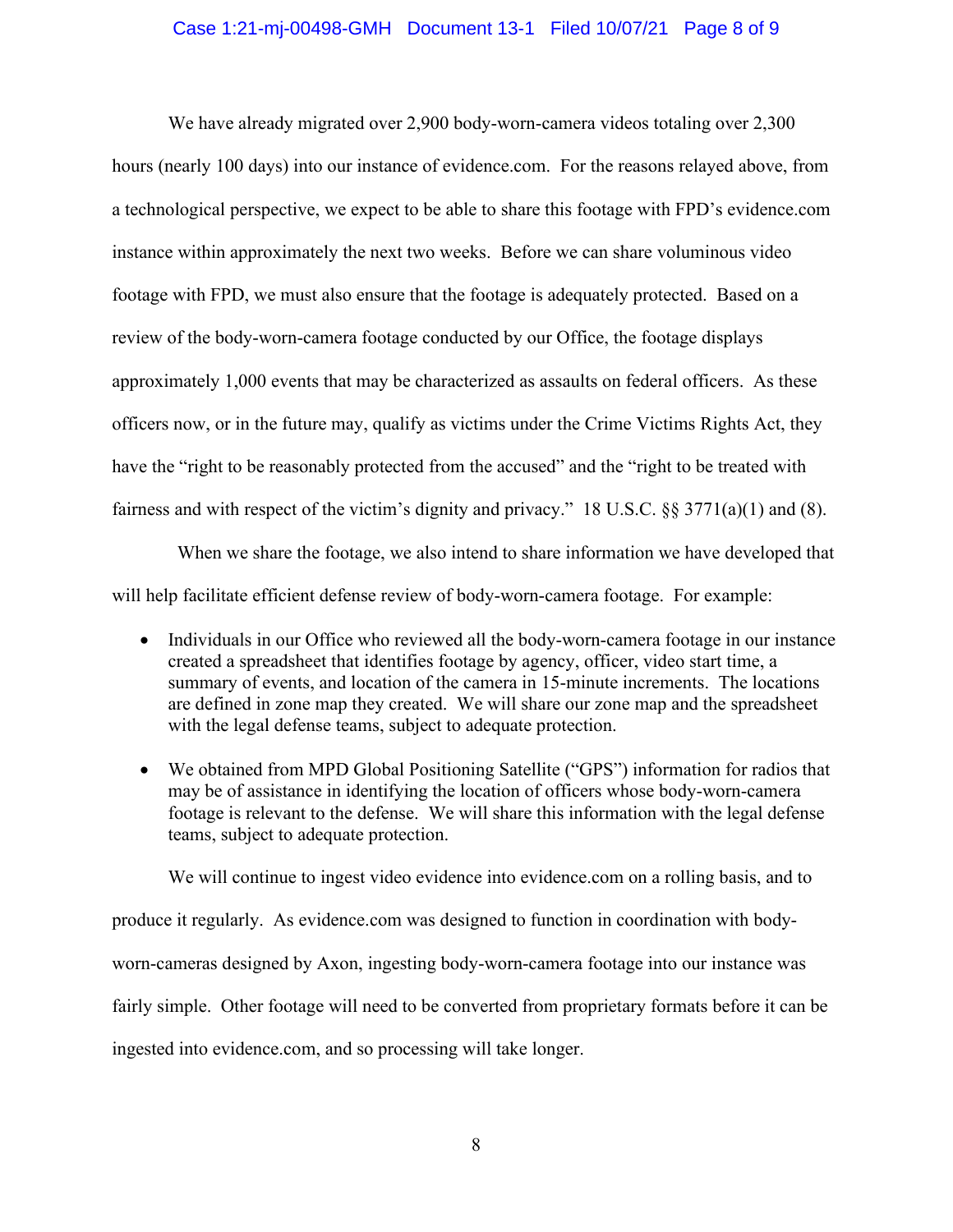We have already migrated over 2,900 body-worn-camera videos totaling over 2,300 hours (nearly 100 days) into our instance of evidence.com. For the reasons relayed above, from a technological perspective, we expect to be able to share this footage with FPD's evidence.com instance within approximately the next two weeks. Before we can share voluminous video footage with FPD, we must also ensure that the footage is adequately protected. Based on a review of the body-worn-camera footage conducted by our Office, the footage displays approximately 1,000 events that may be characterized as assaults on federal officers. As these officers now, or in the future may, qualify as victims under the Crime Victims Rights Act, they have the "right to be reasonably protected from the accused" and the "right to be treated with fairness and with respect of the victim's dignity and privacy." 18 U.S.C. §§ 3771(a)(1) and (8).

When we share the footage, we also intend to share information we have developed that will help facilitate efficient defense review of body-worn-camera footage. For example:

- Individuals in our Office who reviewed all the body-worn-camera footage in our instance created a spreadsheet that identifies footage by agency, officer, video start time, a summary of events, and location of the camera in 15-minute increments. The locations are defined in zone map they created. We will share our zone map and the spreadsheet with the legal defense teams, subject to adequate protection.

- We obtained from MPD Global Positioning Satellite ("GPS") information for radios that may be of assistance in identifying the location of officers whose body-worn-camera footage is relevant to the defense. We will share this information with the legal defense teams, subject to adequate protection.

We will continue to ingest video evidence into evidence.com on a rolling basis, and to produce it regularly. As evidence.com was designed to function in coordination with body-worn-cameras designed by Axon, ingesting body-worn-camera footage into our instance was fairly simple. Other footage will need to be converted from proprietary formats before it can be ingested into evidence.com, and so processing will take longer.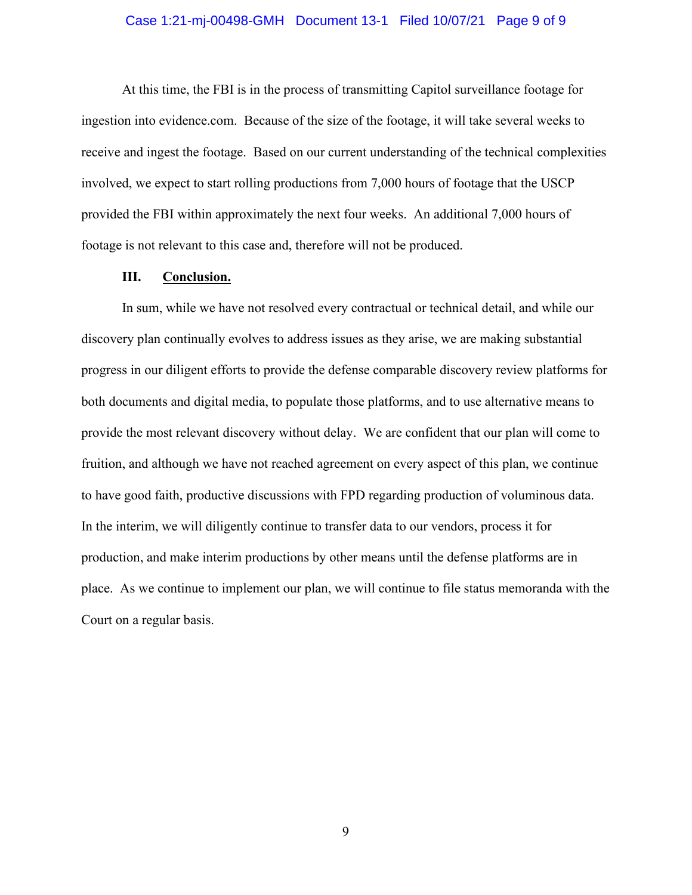At this time, the FBI is in the process of transmitting Capitol surveillance footage for ingestion into evidence.com. Because of the size of the footage, it will take several weeks to receive and ingest the footage. Based on our current understanding of the technical complexities involved, we expect to start rolling productions from 7,000 hours of footage that the USCP provided the FBI within approximately the next four weeks. An additional 7,000 hours of footage is not relevant to this case and, therefore will not be produced.

## III. Conclusion.

In sum, while we have not resolved every contractual or technical detail, and while our discovery plan continually evolves to address issues as they arise, we are making substantial progress in our diligent efforts to provide the defense comparable discovery review platforms for both documents and digital media, to populate those platforms, and to use alternative means to provide the most relevant discovery without delay. We are confident that our plan will come to fruition, and although we have not reached agreement on every aspect of this plan, we continue to have good faith, productive discussions with FPD regarding production of voluminous data. In the interim, we will diligently continue to transfer data to our vendors, process it for production, and make interim productions by other means until the defense platforms are in place. As we continue to implement our plan, we will continue to file status memoranda with the Court on a regular basis.